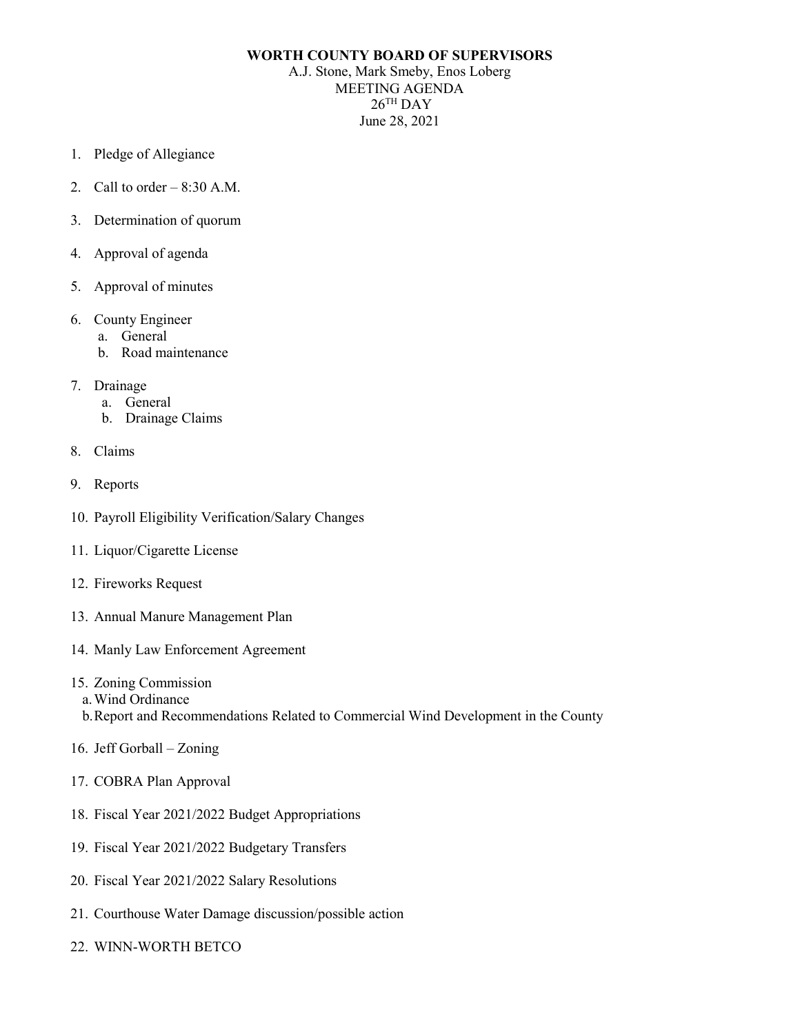**WORTH COUNTY BOARD OF SUPERVISORS**

A.J. Stone, Mark Smeby, Enos Loberg

MEETING AGENDA

26TH DAY

June 28, 2021

1. Pledge of Allegiance
2. Call to order – 8:30 A.M.
3. Determination of quorum
4. Approval of agenda
5. Approval of minutes
6. County Engineer
   a. General
   b. Road maintenance
7. Drainage
   a. General
   b. Drainage Claims
8. Claims
9. Reports
10. Payroll Eligibility Verification/Salary Changes
11. Liquor/Cigarette License
12. Fireworks Request
13. Annual Manure Management Plan
14. Manly Law Enforcement Agreement
15. Zoning Commission
   a. Wind Ordinance
   b. Report and Recommendations Related to Commercial Wind Development in the County
16. Jeff Gorball – Zoning
17. COBRA Plan Approval
18. Fiscal Year 2021/2022 Budget Appropriations
19. Fiscal Year 2021/2022 Budgetary Transfers
20. Fiscal Year 2021/2022 Salary Resolutions
21. Courthouse Water Damage discussion/possible action
22. WINN-WORTH BETCO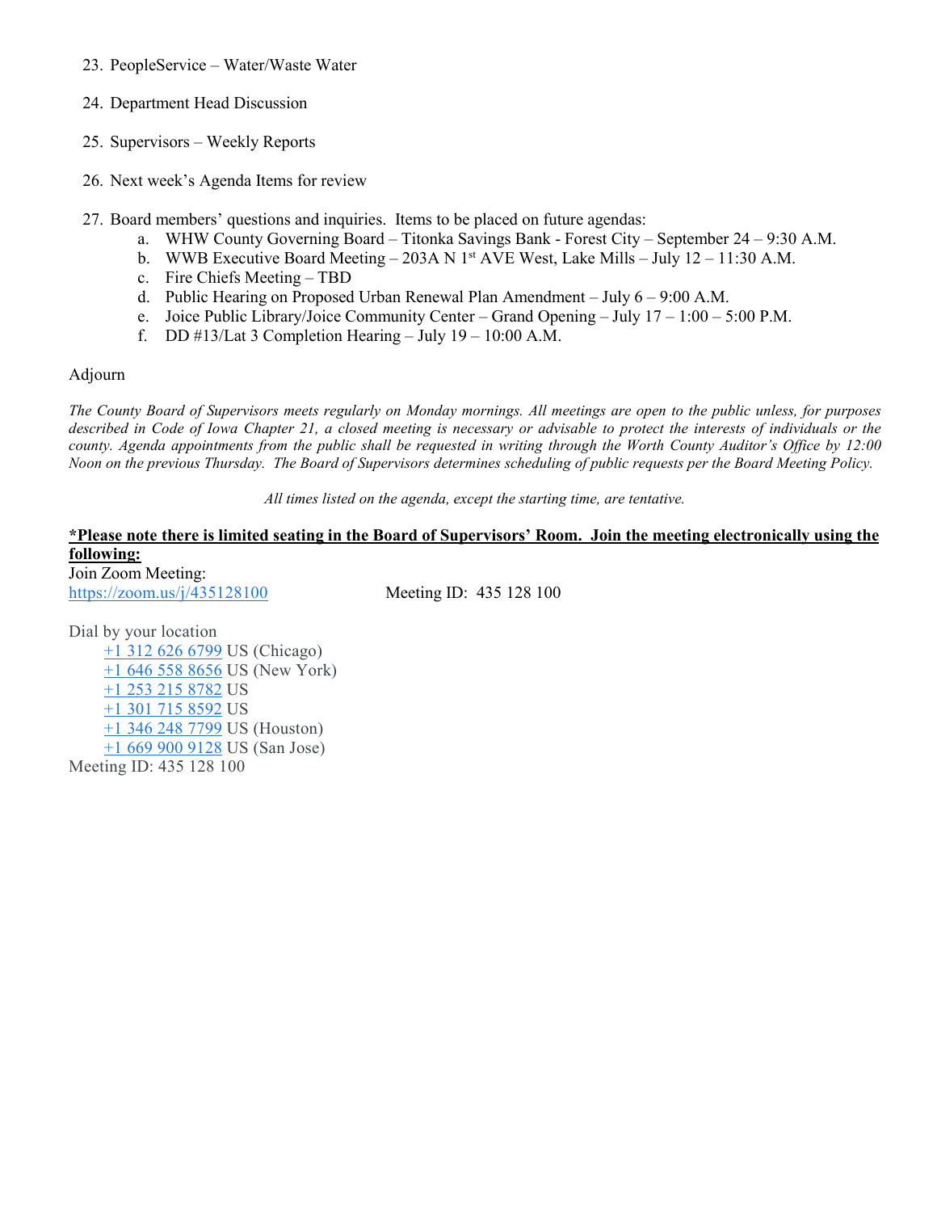23. PeopleService – Water/Waste Water

24. Department Head Discussion

25. Supervisors – Weekly Reports

26. Next week's Agenda Items for review

27. Board members' questions and inquiries. Items to be placed on future agendas:
    a. WHW County Governing Board – Titonka Savings Bank - Forest City – September 24 – 9:30 A.M.
    b. WWB Executive Board Meeting – 203A N 1st AVE West, Lake Mills – July 12 – 11:30 A.M.
    c. Fire Chiefs Meeting – TBD
    d. Public Hearing on Proposed Urban Renewal Plan Amendment – July 6 – 9:00 A.M.
    e. Joice Public Library/Joice Community Center – Grand Opening – July 17 – 1:00 – 5:00 P.M.
    f. DD #13/Lat 3 Completion Hearing – July 19 – 10:00 A.M.

Adjourn

*The County Board of Supervisors meets regularly on Monday mornings. All meetings are open to the public unless, for purposes described in Code of Iowa Chapter 21, a closed meeting is necessary or advisable to protect the interests of individuals or the county. Agenda appointments from the public shall be requested in writing through the Worth County Auditor's Office by 12:00 Noon on the previous Thursday. The Board of Supervisors determines scheduling of public requests per the Board Meeting Policy.*

*All times listed on the agenda, except the starting time, are tentative.*

**\*Please note there is limited seating in the Board of Supervisors' Room. Join the meeting electronically using the following:**

Join Zoom Meeting:
https://zoom.us/j/435128100 Meeting ID: 435 128 100

Dial by your location
- +1 312 626 6799 US (Chicago)
- +1 646 558 8656 US (New York)
- +1 253 215 8782 US
- +1 301 715 8592 US
- +1 346 248 7799 US (Houston)
- +1 669 900 9128 US (San Jose)

Meeting ID: 435 128 100